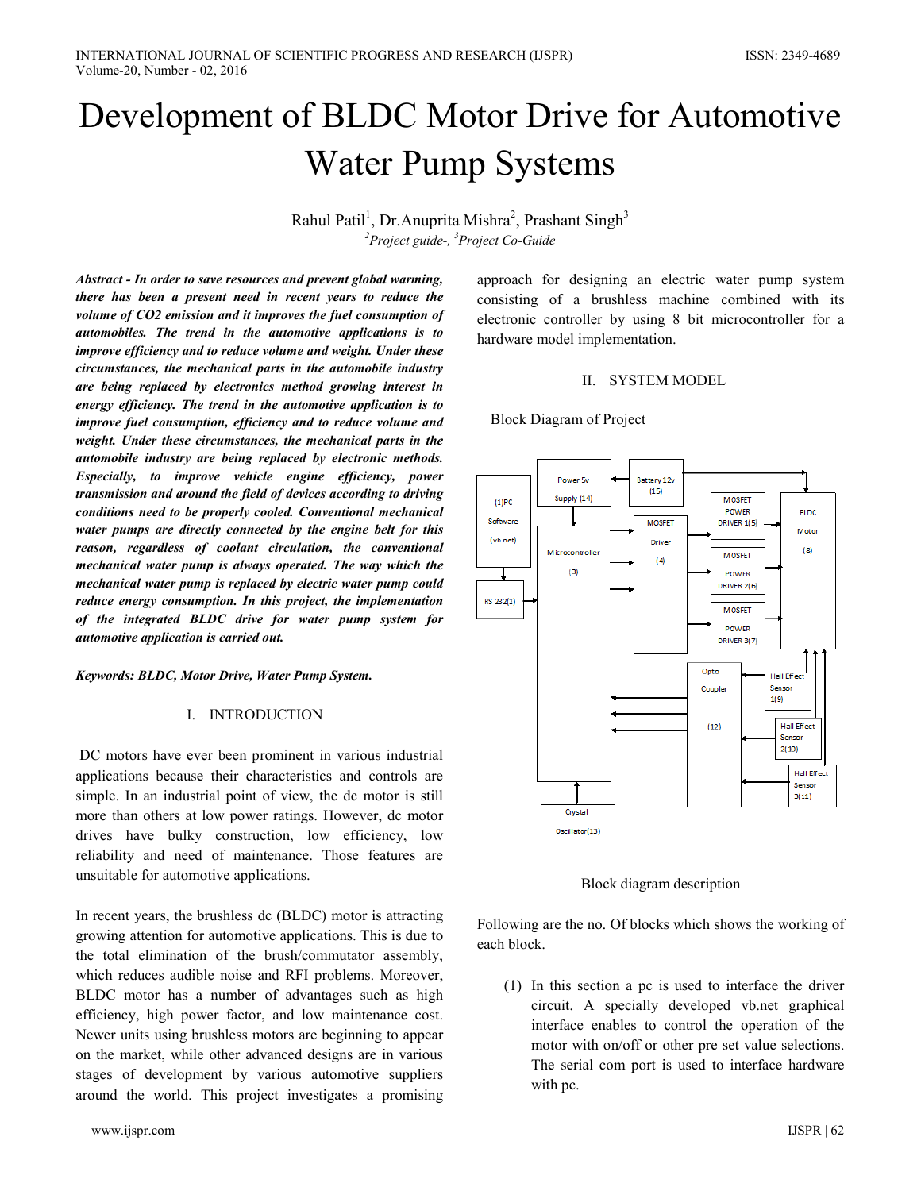# Development of BLDC Motor Drive for Automotive Water Pump Systems

Rahul Patil[1], Dr.Anuprita Mishra[2], Prashant Singh[3]

[2]Project guide-, [3]Project Co-Guide

***Abstract - In order to save resources and prevent global warming, there has been a present need in recent years to reduce the volume of CO2 emission and it improves the fuel consumption of automobiles. The trend in the automotive applications is to improve efficiency and to reduce volume and weight. Under these circumstances, the mechanical parts in the automobile industry are being replaced by electronics method growing interest in energy efficiency. The trend in the automotive application is to improve fuel consumption, efficiency and to reduce volume and weight. Under these circumstances, the mechanical parts in the automobile industry are being replaced by electronic methods. Especially, to improve vehicle engine efficiency, power transmission and around the field of devices according to driving conditions need to be properly cooled. Conventional mechanical water pumps are directly connected by the engine belt for this reason, regardless of coolant circulation, the conventional mechanical water pump is always operated. The way which the mechanical water pump is replaced by electric water pump could reduce energy consumption. In this project, the implementation of the integrated BLDC drive for water pump system for automotive application is carried out.***

***Keywords: BLDC, Motor Drive, Water Pump System.***

## I. INTRODUCTION

DC motors have ever been prominent in various industrial applications because their characteristics and controls are simple. In an industrial point of view, the dc motor is still more than others at low power ratings. However, dc motor drives have bulky construction, low efficiency, low reliability and need of maintenance. Those features are unsuitable for automotive applications.

In recent years, the brushless dc (BLDC) motor is attracting growing attention for automotive applications. This is due to the total elimination of the brush/commutator assembly, which reduces audible noise and RFI problems. Moreover, BLDC motor has a number of advantages such as high efficiency, high power factor, and low maintenance cost. Newer units using brushless motors are beginning to appear on the market, while other advanced designs are in various stages of development by various automotive suppliers around the world. This project investigates a promising approach for designing an electric water pump system consisting of a brushless machine combined with its electronic controller by using 8 bit microcontroller for a hardware model implementation.

## II. SYSTEM MODEL

Block Diagram of Project

Block diagram description

Following are the no. Of blocks which shows the working of each block.

(1) In this section a pc is used to interface the driver circuit. A specially developed vb.net graphical interface enables to control the operation of the motor with on/off or other pre set value selections. The serial com port is used to interface hardware with pc.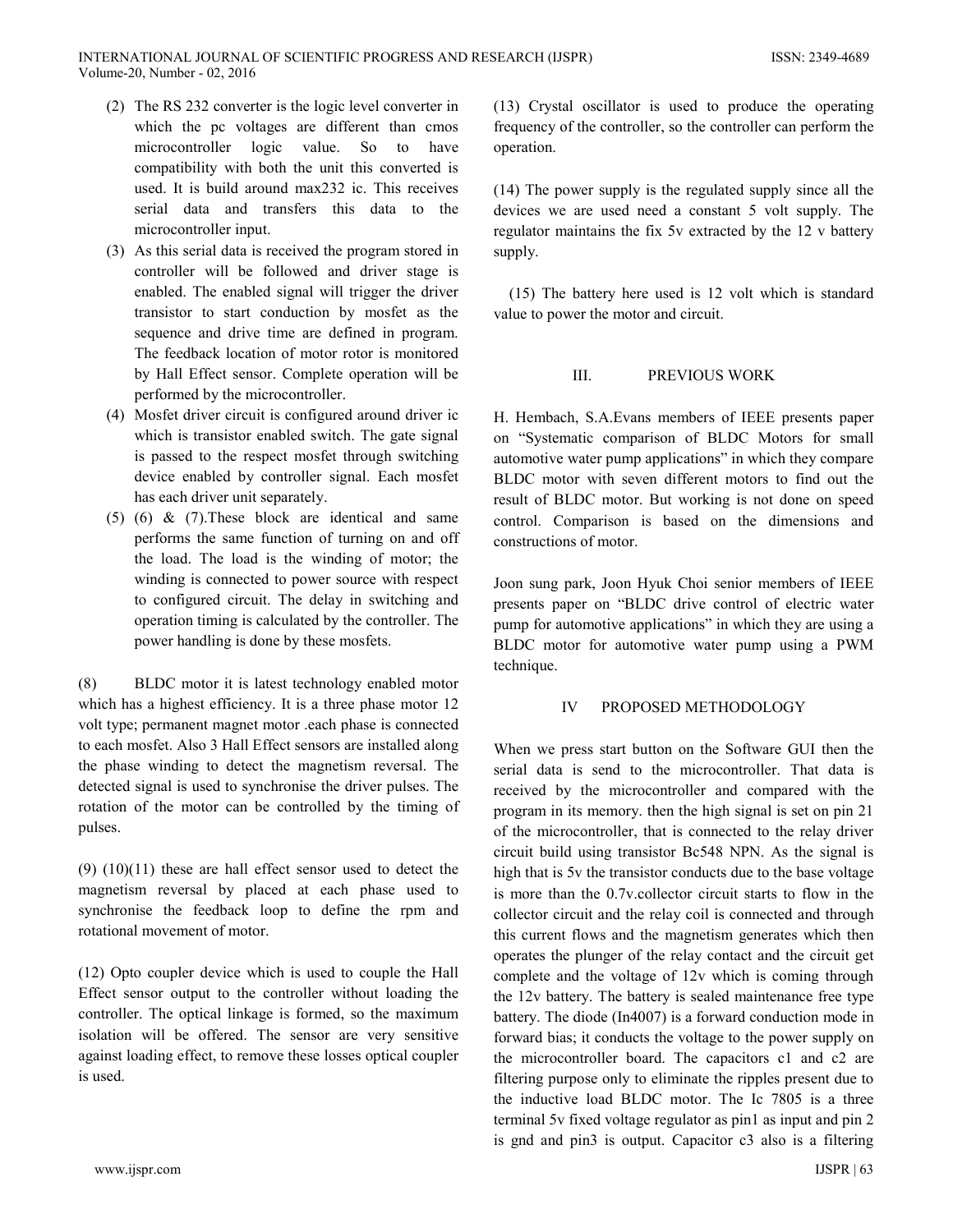(2) The RS 232 converter is the logic level converter in which the pc voltages are different than cmos microcontroller logic value. So to have compatibility with both the unit this converted is used. It is build around max232 ic. This receives serial data and transfers this data to the microcontroller input.

(3) As this serial data is received the program stored in controller will be followed and driver stage is enabled. The enabled signal will trigger the driver transistor to start conduction by mosfet as the sequence and drive time are defined in program. The feedback location of motor rotor is monitored by Hall Effect sensor. Complete operation will be performed by the microcontroller.

(4) Mosfet driver circuit is configured around driver ic which is transistor enabled switch. The gate signal is passed to the respect mosfet through switching device enabled by controller signal. Each mosfet has each driver unit separately.

(5) (6) & (7).These block are identical and same performs the same function of turning on and off the load. The load is the winding of motor; the winding is connected to power source with respect to configured circuit. The delay in switching and operation timing is calculated by the controller. The power handling is done by these mosfets.

(8) BLDC motor it is latest technology enabled motor which has a highest efficiency. It is a three phase motor 12 volt type; permanent magnet motor .each phase is connected to each mosfet. Also 3 Hall Effect sensors are installed along the phase winding to detect the magnetism reversal. The detected signal is used to synchronise the driver pulses. The rotation of the motor can be controlled by the timing of pulses.

(9) (10)(11) these are hall effect sensor used to detect the magnetism reversal by placed at each phase used to synchronise the feedback loop to define the rpm and rotational movement of motor.

(12) Opto coupler device which is used to couple the Hall Effect sensor output to the controller without loading the controller. The optical linkage is formed, so the maximum isolation will be offered. The sensor are very sensitive against loading effect, to remove these losses optical coupler is used.

(13) Crystal oscillator is used to produce the operating frequency of the controller, so the controller can perform the operation.

(14) The power supply is the regulated supply since all the devices we are used need a constant 5 volt supply. The regulator maintains the fix 5v extracted by the 12 v battery supply.

(15) The battery here used is 12 volt which is standard value to power the motor and circuit.

## III. PREVIOUS WORK

H. Hembach, S.A.Evans members of IEEE presents paper on "Systematic comparison of BLDC Motors for small automotive water pump applications" in which they compare BLDC motor with seven different motors to find out the result of BLDC motor. But working is not done on speed control. Comparison is based on the dimensions and constructions of motor.

Joon sung park, Joon Hyuk Choi senior members of IEEE presents paper on "BLDC drive control of electric water pump for automotive applications" in which they are using a BLDC motor for automotive water pump using a PWM technique.

## IV PROPOSED METHODOLOGY

When we press start button on the Software GUI then the serial data is send to the microcontroller. That data is received by the microcontroller and compared with the program in its memory. then the high signal is set on pin 21 of the microcontroller, that is connected to the relay driver circuit build using transistor Bc548 NPN. As the signal is high that is 5v the transistor conducts due to the base voltage is more than the 0.7v.collector circuit starts to flow in the collector circuit and the relay coil is connected and through this current flows and the magnetism generates which then operates the plunger of the relay contact and the circuit get complete and the voltage of 12v which is coming through the 12v battery. The battery is sealed maintenance free type battery. The diode (In4007) is a forward conduction mode in forward bias; it conducts the voltage to the power supply on the microcontroller board. The capacitors c1 and c2 are filtering purpose only to eliminate the ripples present due to the inductive load BLDC motor. The Ic 7805 is a three terminal 5v fixed voltage regulator as pin1 as input and pin 2 is gnd and pin3 is output. Capacitor c3 also is a filtering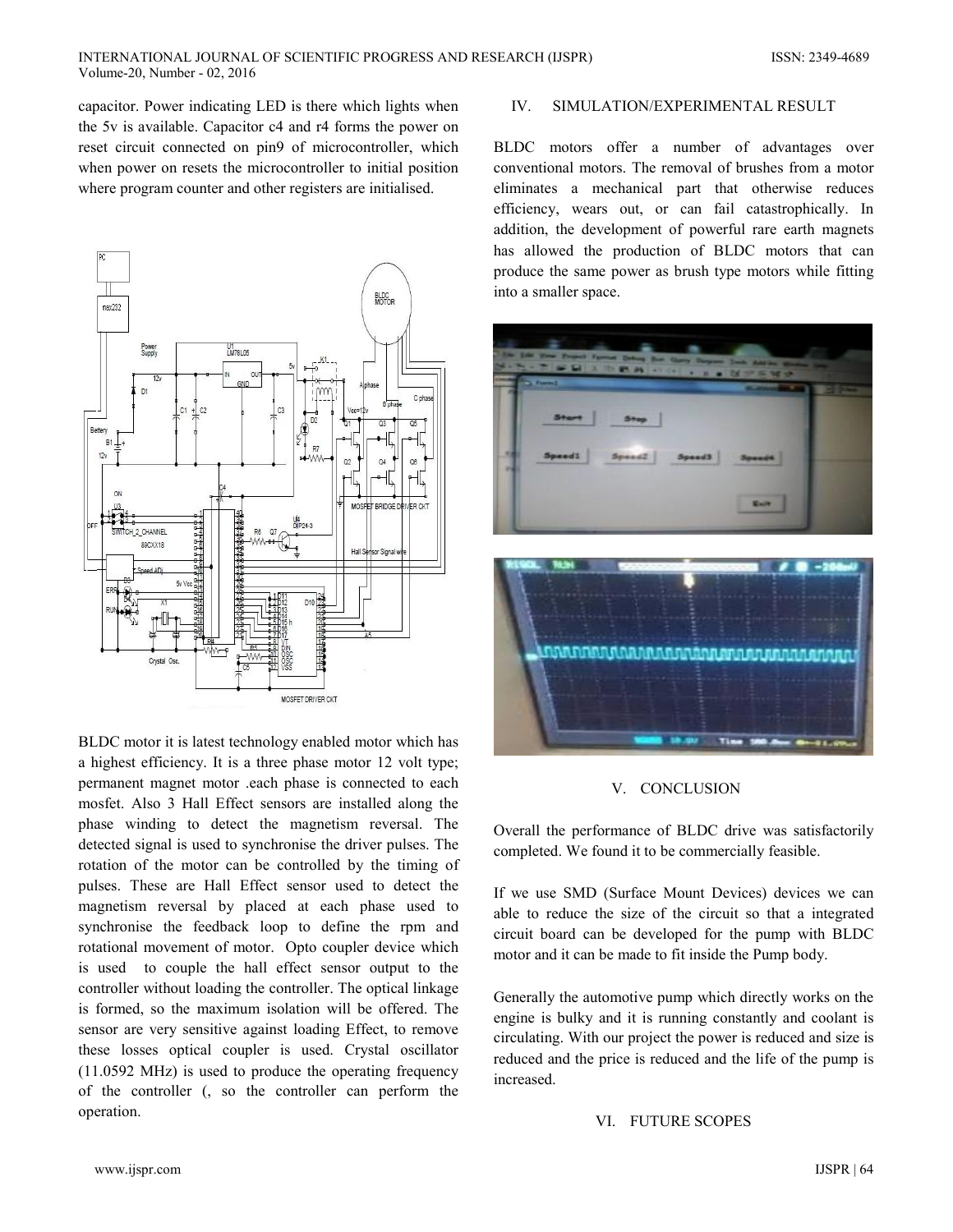capacitor. Power indicating LED is there which lights when the 5v is available. Capacitor c4 and r4 forms the power on reset circuit connected on pin9 of microcontroller, which when power on resets the microcontroller to initial position where program counter and other registers are initialised.

BLDC motor it is latest technology enabled motor which has a highest efficiency. It is a three phase motor 12 volt type; permanent magnet motor .each phase is connected to each mosfet. Also 3 Hall Effect sensors are installed along the phase winding to detect the magnetism reversal. The detected signal is used to synchronise the driver pulses. The rotation of the motor can be controlled by the timing of pulses. These are Hall Effect sensor used to detect the magnetism reversal by placed at each phase used to synchronise the feedback loop to define the rpm and rotational movement of motor. Opto coupler device which is used to couple the hall effect sensor output to the controller without loading the controller. The optical linkage is formed, so the maximum isolation will be offered. The sensor are very sensitive against loading Effect, to remove these losses optical coupler is used. Crystal oscillator (11.0592 MHz) is used to produce the operating frequency of the controller (, so the controller can perform the operation.

## IV. SIMULATION/EXPERIMENTAL RESULT

BLDC motors offer a number of advantages over conventional motors. The removal of brushes from a motor eliminates a mechanical part that otherwise reduces efficiency, wears out, or can fail catastrophically. In addition, the development of powerful rare earth magnets has allowed the production of BLDC motors that can produce the same power as brush type motors while fitting into a smaller space.

## V. CONCLUSION

Overall the performance of BLDC drive was satisfactorily completed. We found it to be commercially feasible.

If we use SMD (Surface Mount Devices) devices we can able to reduce the size of the circuit so that a integrated circuit board can be developed for the pump with BLDC motor and it can be made to fit inside the Pump body.

Generally the automotive pump which directly works on the engine is bulky and it is running constantly and coolant is circulating. With our project the power is reduced and size is reduced and the price is reduced and the life of the pump is increased.

## VI. FUTURE SCOPES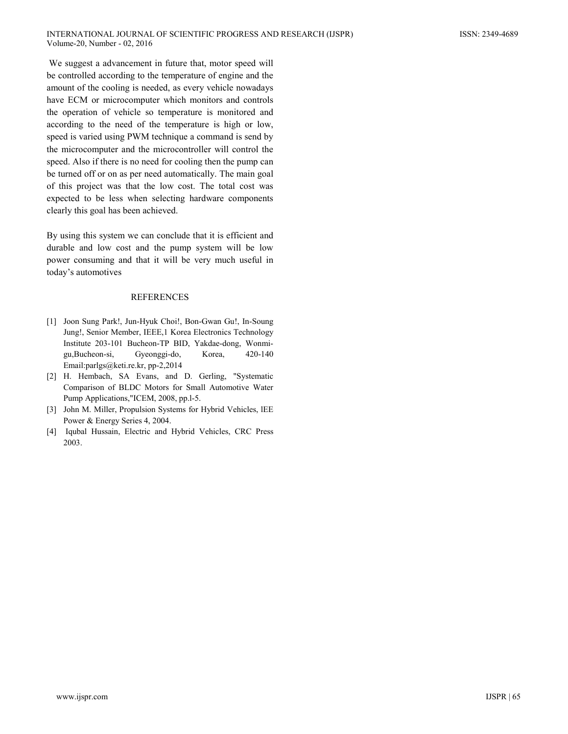We suggest a advancement in future that, motor speed will be controlled according to the temperature of engine and the amount of the cooling is needed, as every vehicle nowadays have ECM or microcomputer which monitors and controls the operation of vehicle so temperature is monitored and according to the need of the temperature is high or low, speed is varied using PWM technique a command is send by the microcomputer and the microcontroller will control the speed. Also if there is no need for cooling then the pump can be turned off or on as per need automatically. The main goal of this project was that the low cost. The total cost was expected to be less when selecting hardware components clearly this goal has been achieved.

By using this system we can conclude that it is efficient and durable and low cost and the pump system will be low power consuming and that it will be very much useful in today's automotives

## REFERENCES

[1] Joon Sung Park!, Jun-Hyuk Choi!, Bon-Gwan Gu!, In-Soung Jung!, Senior Member, IEEE,1 Korea Electronics Technology Institute 203-101 Bucheon-TP BID, Yakdae-dong, Wonmi-gu,Bucheon-si, Gyeonggi-do, Korea, 420-140 Email:parlgs@keti.re.kr, pp-2,2014

[2] H. Hembach, SA Evans, and D. Gerling, "Systematic Comparison of BLDC Motors for Small Automotive Water Pump Applications,"ICEM, 2008, pp.l-5.

[3] John M. Miller, Propulsion Systems for Hybrid Vehicles, lEE Power & Energy Series 4, 2004.

[4] Iqubal Hussain, Electric and Hybrid Vehicles, CRC Press 2003.